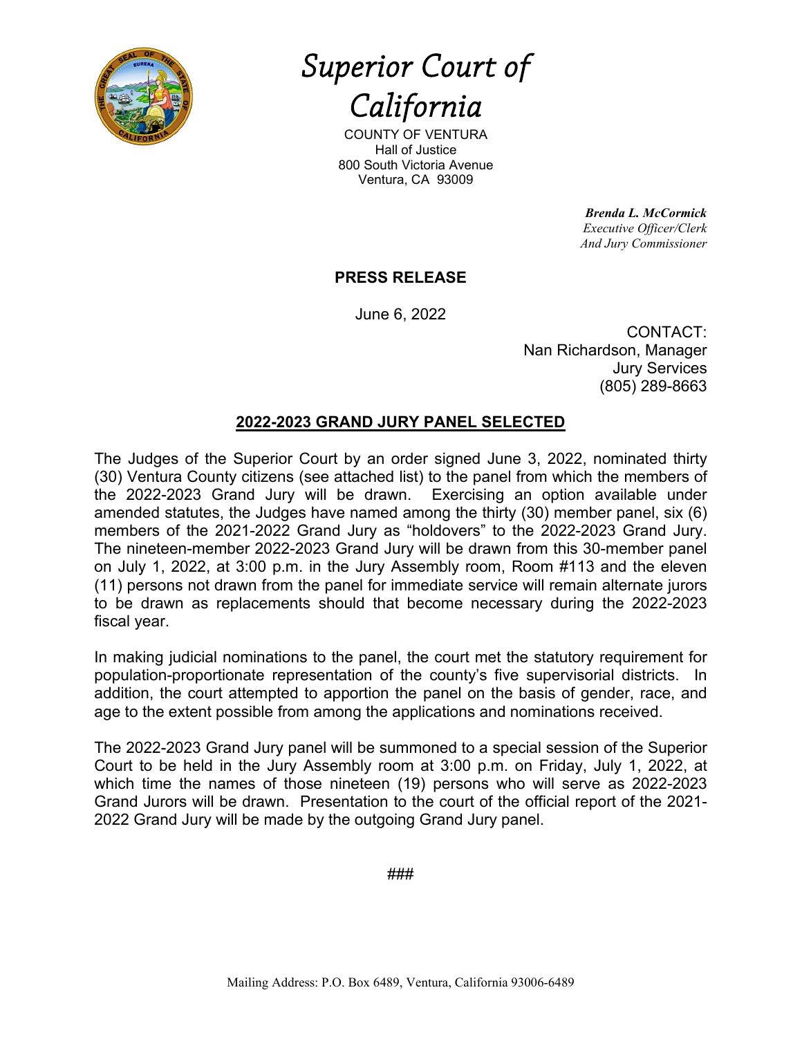# Superior Court of California

COUNTY OF VENTURA
Hall of Justice
800 South Victoria Avenue
Ventura, CA 93009

***Brenda L. McCormick***
*Executive Officer/Clerk*
*And Jury Commissioner*

## PRESS RELEASE

June 6, 2022

CONTACT:
Nan Richardson, Manager
Jury Services
(805) 289-8663

## 2022-2023 GRAND JURY PANEL SELECTED

The Judges of the Superior Court by an order signed June 3, 2022, nominated thirty (30) Ventura County citizens (see attached list) to the panel from which the members of the 2022-2023 Grand Jury will be drawn. Exercising an option available under amended statutes, the Judges have named among the thirty (30) member panel, six (6) members of the 2021-2022 Grand Jury as "holdovers" to the 2022-2023 Grand Jury. The nineteen-member 2022-2023 Grand Jury will be drawn from this 30-member panel on July 1, 2022, at 3:00 p.m. in the Jury Assembly room, Room #113 and the eleven (11) persons not drawn from the panel for immediate service will remain alternate jurors to be drawn as replacements should that become necessary during the 2022-2023 fiscal year.

In making judicial nominations to the panel, the court met the statutory requirement for population-proportionate representation of the county's five supervisorial districts. In addition, the court attempted to apportion the panel on the basis of gender, race, and age to the extent possible from among the applications and nominations received.

The 2022-2023 Grand Jury panel will be summoned to a special session of the Superior Court to be held in the Jury Assembly room at 3:00 p.m. on Friday, July 1, 2022, at which time the names of those nineteen (19) persons who will serve as 2022-2023 Grand Jurors will be drawn. Presentation to the court of the official report of the 2021-2022 Grand Jury will be made by the outgoing Grand Jury panel.

###

Mailing Address: P.O. Box 6489, Ventura, California 93006-6489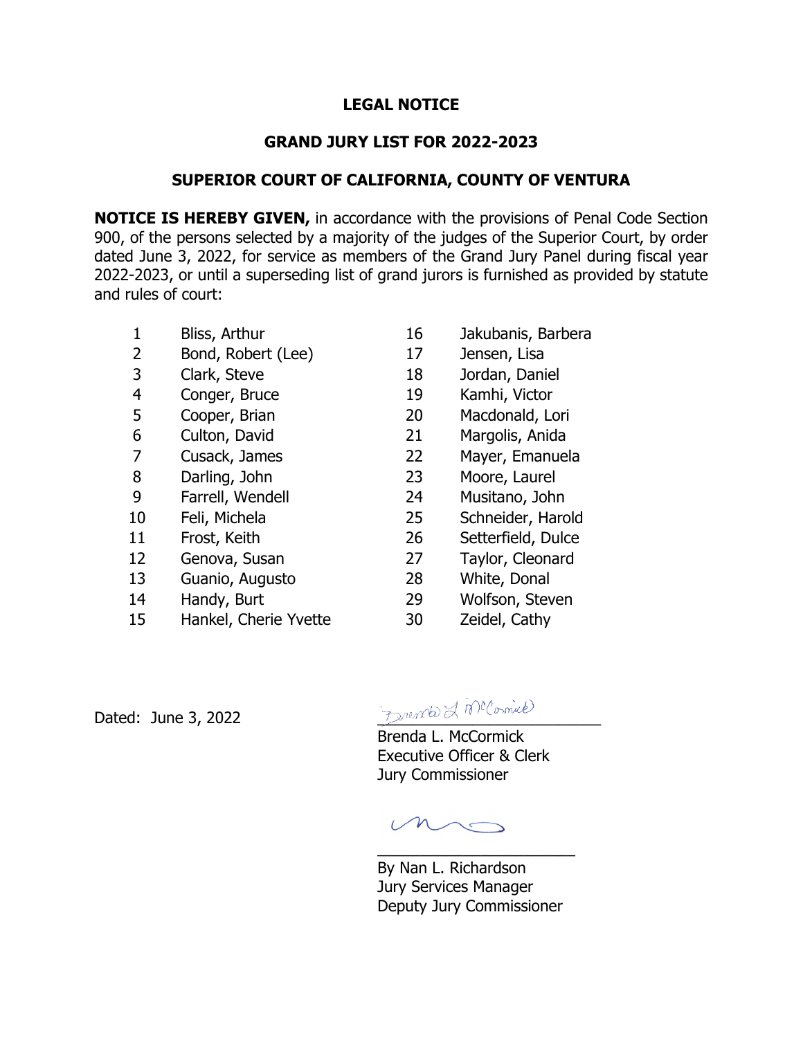**LEGAL NOTICE**

**GRAND JURY LIST FOR 2022-2023**

**SUPERIOR COURT OF CALIFORNIA, COUNTY OF VENTURA**

**NOTICE IS HEREBY GIVEN,** in accordance with the provisions of Penal Code Section 900, of the persons selected by a majority of the judges of the Superior Court, by order dated June 3, 2022, for service as members of the Grand Jury Panel during fiscal year 2022-2023, or until a superseding list of grand jurors is furnished as provided by statute and rules of court:

1. Bliss, Arthur
2. Bond, Robert (Lee)
3. Clark, Steve
4. Conger, Bruce
5. Cooper, Brian
6. Culton, David
7. Cusack, James
8. Darling, John
9. Farrell, Wendell
10. Feli, Michela
11. Frost, Keith
12. Genova, Susan
13. Guanio, Augusto
14. Handy, Burt
15. Hankel, Cherie Yvette
16. Jakubanis, Barbera
17. Jensen, Lisa
18. Jordan, Daniel
19. Kamhi, Victor
20. Macdonald, Lori
21. Margolis, Anida
22. Mayer, Emanuela
23. Moore, Laurel
24. Musitano, John
25. Schneider, Harold
26. Setterfield, Dulce
27. Taylor, Cleonard
28. White, Donal
29. Wolfson, Steven
30. Zeidel, Cathy

Dated: June 3, 2022

Brenda L. McCormick
Executive Officer & Clerk
Jury Commissioner

By Nan L. Richardson
Jury Services Manager
Deputy Jury Commissioner